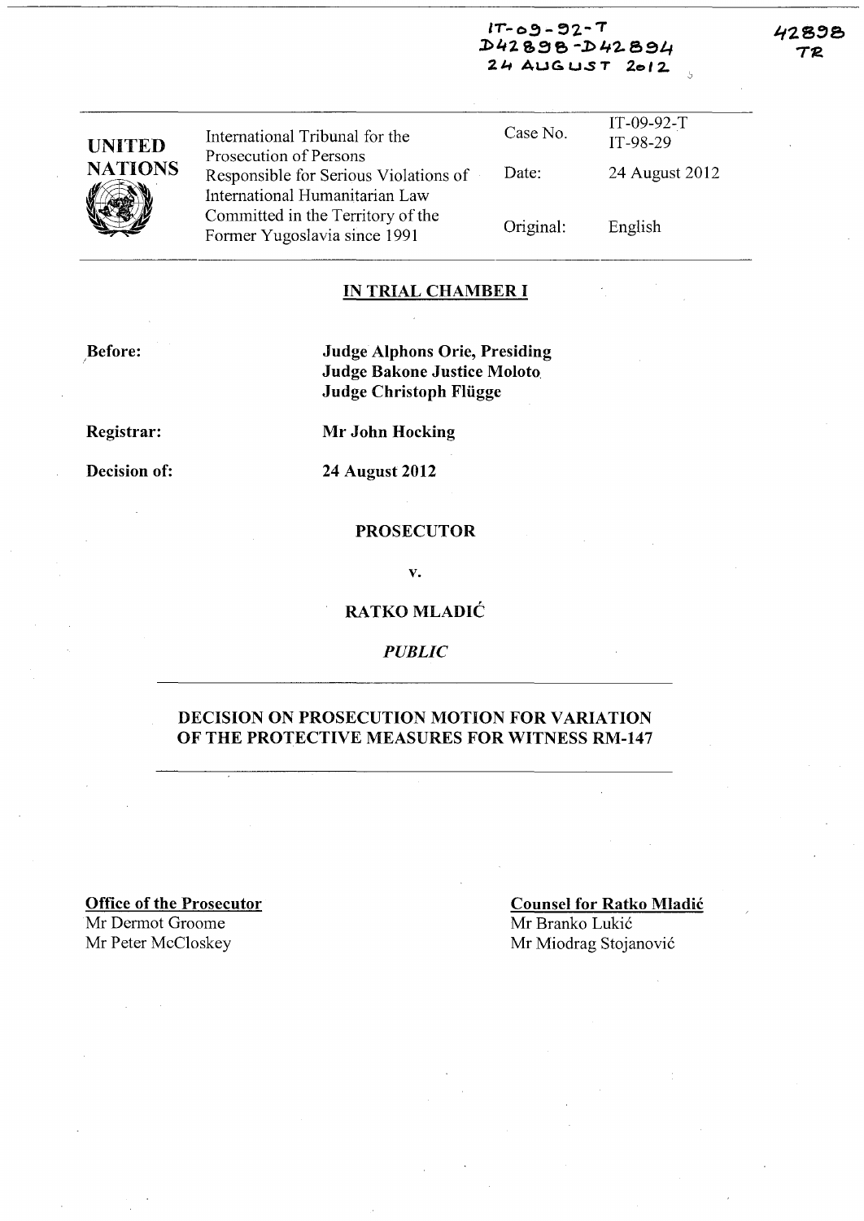IT-09-92-T
D42898-D42894
24 AUGUST 2012

42898
TR

| UNITED NATIONS | International Tribunal for the Prosecution of Persons Responsible for Serious Violations of International Humanitarian Law Committed in the Territory of the Former Yugoslavia since 1991 | Case No. | IT-09-92-T IT-98-29 |
|---|---|---|---|
| | | Date: | 24 August 2012 |
| | | Original: | English |

## IN TRIAL CHAMBER I

**Before:** **Judge Alphons Orie, Presiding**
**Judge Bakone Justice Moloto**
**Judge Christoph Flügge**

**Registrar:** **Mr John Hocking**

**Decision of:** **24 August 2012**

**PROSECUTOR**

**v.**

**RATKO MLADIĆ**

*PUBLIC*

## DECISION ON PROSECUTION MOTION FOR VARIATION OF THE PROTECTIVE MEASURES FOR WITNESS RM-147

**Office of the Prosecutor**
Mr Dermot Groome
Mr Peter McCloskey

**Counsel for Ratko Mladić**
Mr Branko Lukić
Mr Miodrag Stojanović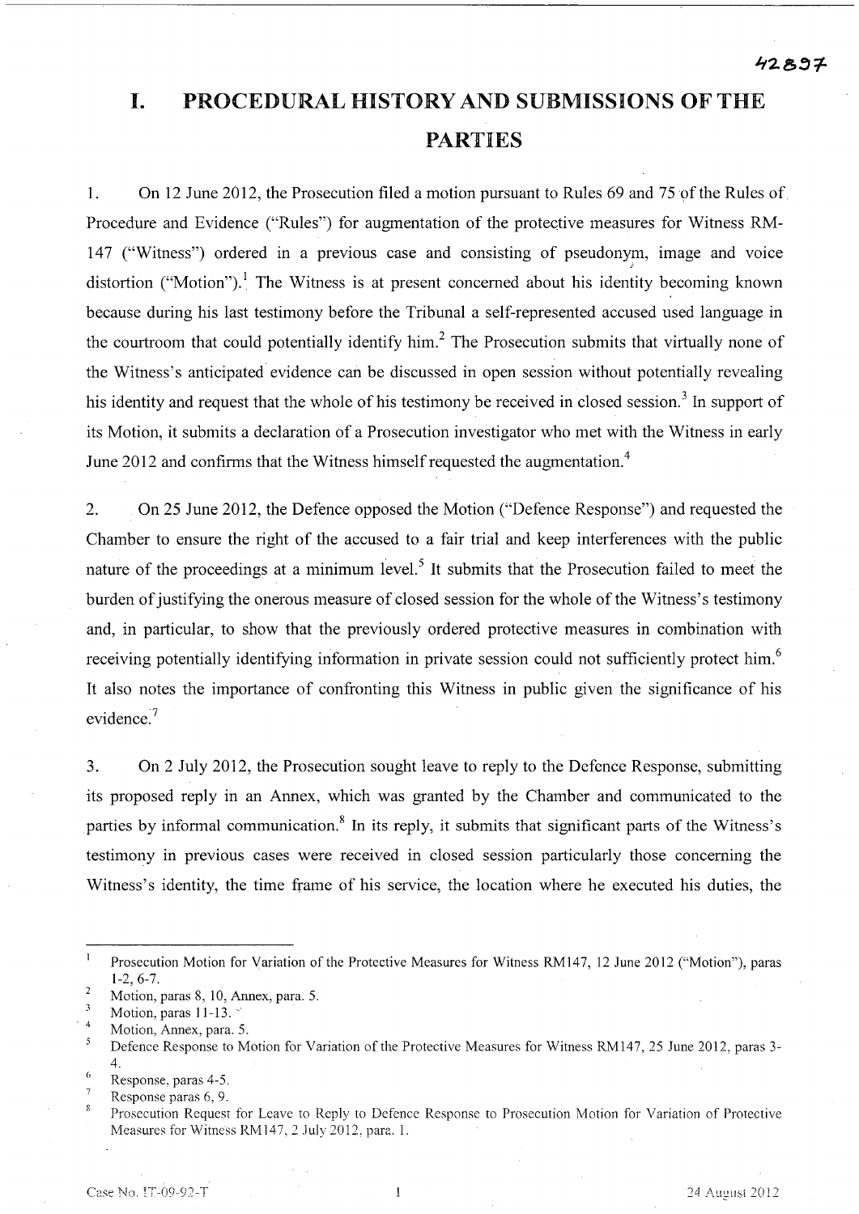# I. PROCEDURAL HISTORY AND SUBMISSIONS OF THE PARTIES

1. On 12 June 2012, the Prosecution filed a motion pursuant to Rules 69 and 75 of the Rules of Procedure and Evidence ("Rules") for augmentation of the protective measures for Witness RM-147 ("Witness") ordered in a previous case and consisting of pseudonym, image and voice distortion ("Motion").[1] The Witness is at present concerned about his identity becoming known because during his last testimony before the Tribunal a self-represented accused used language in the courtroom that could potentially identify him.[2] The Prosecution submits that virtually none of the Witness's anticipated evidence can be discussed in open session without potentially revealing his identity and request that the whole of his testimony be received in closed session.[3] In support of its Motion, it submits a declaration of a Prosecution investigator who met with the Witness in early June 2012 and confirms that the Witness himself requested the augmentation.[4]

2. On 25 June 2012, the Defence opposed the Motion ("Defence Response") and requested the Chamber to ensure the right of the accused to a fair trial and keep interferences with the public nature of the proceedings at a minimum level.[5] It submits that the Prosecution failed to meet the burden of justifying the onerous measure of closed session for the whole of the Witness's testimony and, in particular, to show that the previously ordered protective measures in combination with receiving potentially identifying information in private session could not sufficiently protect him.[6] It also notes the importance of confronting this Witness in public given the significance of his evidence.[7]

3. On 2 July 2012, the Prosecution sought leave to reply to the Defence Response, submitting its proposed reply in an Annex, which was granted by the Chamber and communicated to the parties by informal communication.[8] In its reply, it submits that significant parts of the Witness's testimony in previous cases were received in closed session particularly those concerning the Witness's identity, the time frame of his service, the location where he executed his duties, the

---

[1] Prosecution Motion for Variation of the Protective Measures for Witness RM147, 12 June 2012 ("Motion"), paras 1-2, 6-7.

[2] Motion, paras 8, 10, Annex, para. 5.

[3] Motion, paras 11-13.

[4] Motion, Annex, para. 5.

[5] Defence Response to Motion for Variation of the Protective Measures for Witness RM147, 25 June 2012, paras 3-4.

[6] Response, paras 4-5.

[7] Response paras 6, 9.

[8] Prosecution Request for Leave to Reply to Defence Response to Prosecution Motion for Variation of Protective Measures for Witness RM147, 2 July 2012, para. 1.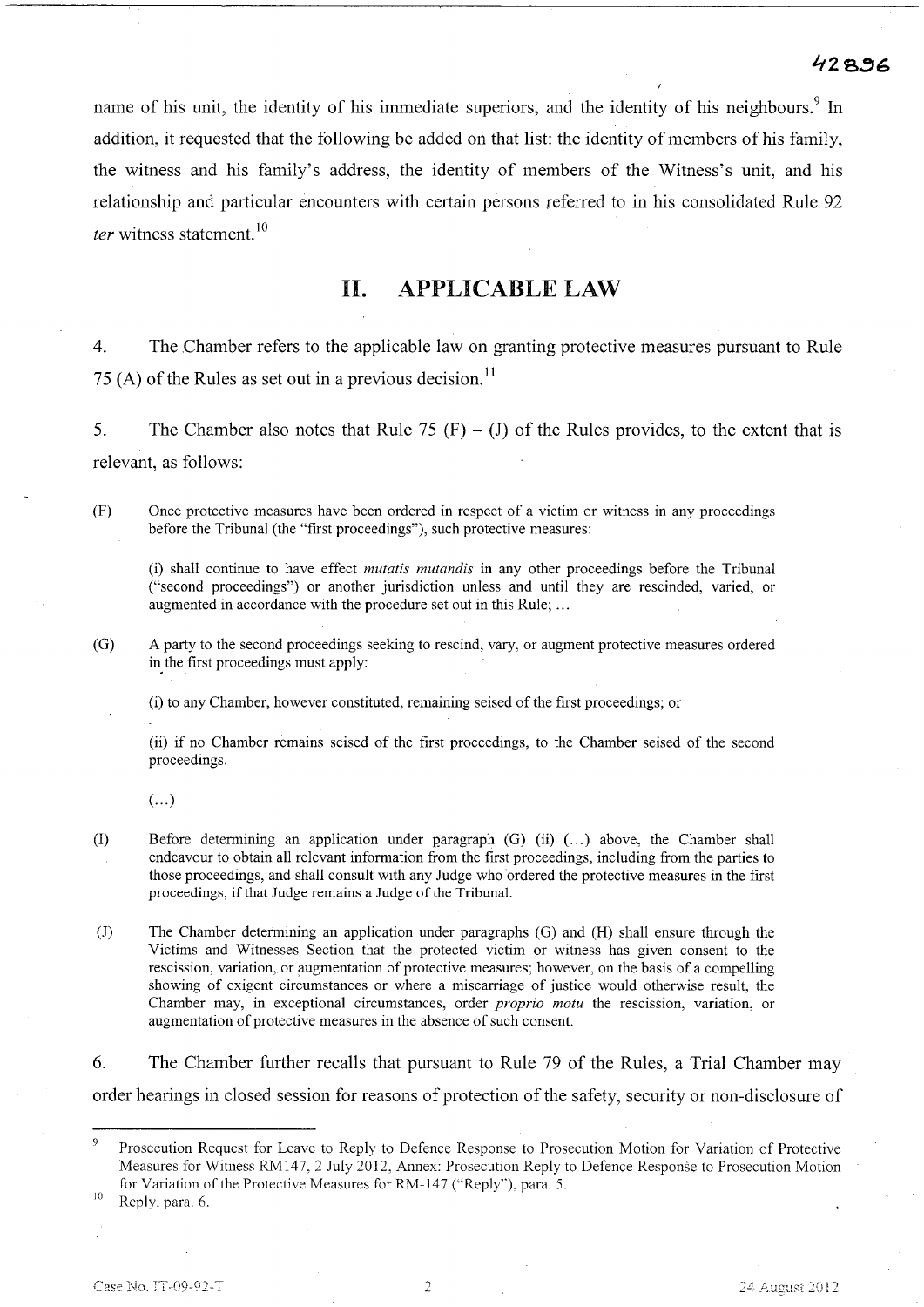name of his unit, the identity of his immediate superiors, and the identity of his neighbours.[9] In addition, it requested that the following be added on that list: the identity of members of his family, the witness and his family's address, the identity of members of the Witness's unit, and his relationship and particular encounters with certain persons referred to in his consolidated Rule 92 *ter* witness statement.[10]

## II. APPLICABLE LAW

4. The Chamber refers to the applicable law on granting protective measures pursuant to Rule 75 (A) of the Rules as set out in a previous decision.[11]

5. The Chamber also notes that Rule 75 (F) – (J) of the Rules provides, to the extent that is relevant, as follows:

> (F) Once protective measures have been ordered in respect of a victim or witness in any proceedings before the Tribunal (the "first proceedings"), such protective measures:
>
> (i) shall continue to have effect *mutatis mutandis* in any other proceedings before the Tribunal ("second proceedings") or another jurisdiction unless and until they are rescinded, varied, or augmented in accordance with the procedure set out in this Rule; ...
>
> (G) A party to the second proceedings seeking to rescind, vary, or augment protective measures ordered in the first proceedings must apply:
>
> (i) to any Chamber, however constituted, remaining seised of the first proceedings; or
>
> (ii) if no Chamber remains seised of the first proceedings, to the Chamber seised of the second proceedings.
>
> (...)
>
> (I) Before determining an application under paragraph (G) (ii) (...) above, the Chamber shall endeavour to obtain all relevant information from the first proceedings, including from the parties to those proceedings, and shall consult with any Judge who ordered the protective measures in the first proceedings, if that Judge remains a Judge of the Tribunal.
>
> (J) The Chamber determining an application under paragraphs (G) and (H) shall ensure through the Victims and Witnesses Section that the protected victim or witness has given consent to the rescission, variation, or augmentation of protective measures; however, on the basis of a compelling showing of exigent circumstances or where a miscarriage of justice would otherwise result, the Chamber may, in exceptional circumstances, order *proprio motu* the rescission, variation, or augmentation of protective measures in the absence of such consent.

6. The Chamber further recalls that pursuant to Rule 79 of the Rules, a Trial Chamber may order hearings in closed session for reasons of protection of the safety, security or non-disclosure of

---

[9] Prosecution Request for Leave to Reply to Defence Response to Prosecution Motion for Variation of Protective Measures for Witness RM147, 2 July 2012, Annex: Prosecution Reply to Defence Response to Prosecution Motion for Variation of the Protective Measures for RM-147 ("Reply"), para. 5.

[10] Reply, para. 6.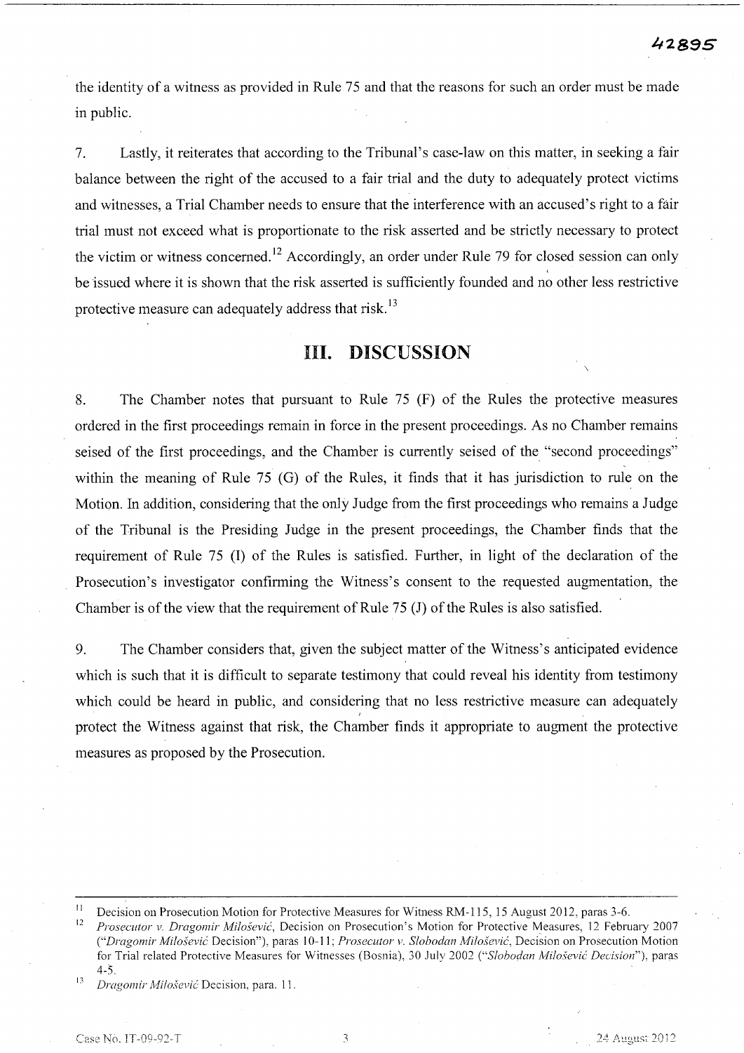the identity of a witness as provided in Rule 75 and that the reasons for such an order must be made in public.

7. Lastly, it reiterates that according to the Tribunal's case-law on this matter, in seeking a fair balance between the right of the accused to a fair trial and the duty to adequately protect victims and witnesses, a Trial Chamber needs to ensure that the interference with an accused's right to a fair trial must not exceed what is proportionate to the risk asserted and be strictly necessary to protect the victim or witness concerned.[12] Accordingly, an order under Rule 79 for closed session can only be issued where it is shown that the risk asserted is sufficiently founded and no other less restrictive protective measure can adequately address that risk.[13]

## III. DISCUSSION

8. The Chamber notes that pursuant to Rule 75 (F) of the Rules the protective measures ordered in the first proceedings remain in force in the present proceedings. As no Chamber remains seised of the first proceedings, and the Chamber is currently seised of the "second proceedings" within the meaning of Rule 75 (G) of the Rules, it finds that it has jurisdiction to rule on the Motion. In addition, considering that the only Judge from the first proceedings who remains a Judge of the Tribunal is the Presiding Judge in the present proceedings, the Chamber finds that the requirement of Rule 75 (I) of the Rules is satisfied. Further, in light of the declaration of the Prosecution's investigator confirming the Witness's consent to the requested augmentation, the Chamber is of the view that the requirement of Rule 75 (J) of the Rules is also satisfied.

9. The Chamber considers that, given the subject matter of the Witness's anticipated evidence which is such that it is difficult to separate testimony that could reveal his identity from testimony which could be heard in public, and considering that no less restrictive measure can adequately protect the Witness against that risk, the Chamber finds it appropriate to augment the protective measures as proposed by the Prosecution.

---

[11] Decision on Prosecution Motion for Protective Measures for Witness RM-115, 15 August 2012, paras 3-6.

[12] *Prosecutor v. Dragomir Milošević*, Decision on Prosecution's Motion for Protective Measures, 12 February 2007 ("*Dragomir Milošević* Decision"), paras 10-11; *Prosecutor v. Slobodan Milošević*, Decision on Prosecution Motion for Trial related Protective Measures for Witnesses (Bosnia), 30 July 2002 ("*Slobodan Milošević Decision*"), paras 4-5.

[13] *Dragomir Milošević* Decision, para. 11.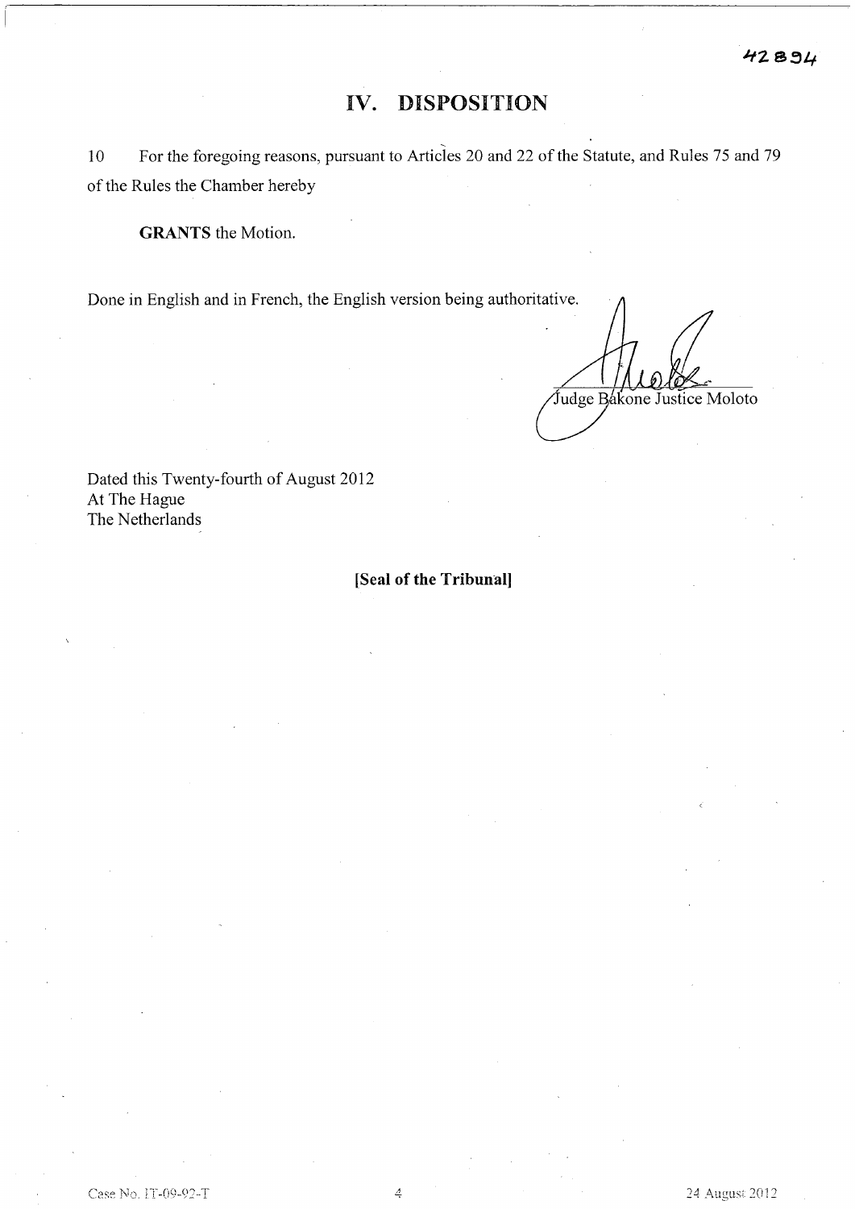## IV. DISPOSITION

10 For the foregoing reasons, pursuant to Articles 20 and 22 of the Statute, and Rules 75 and 79 of the Rules the Chamber hereby

**GRANTS** the Motion.

Done in English and in French, the English version being authoritative.

Judge Bakone Justice Moloto

Dated this Twenty-fourth of August 2012
At The Hague
The Netherlands

**[Seal of the Tribunal]**